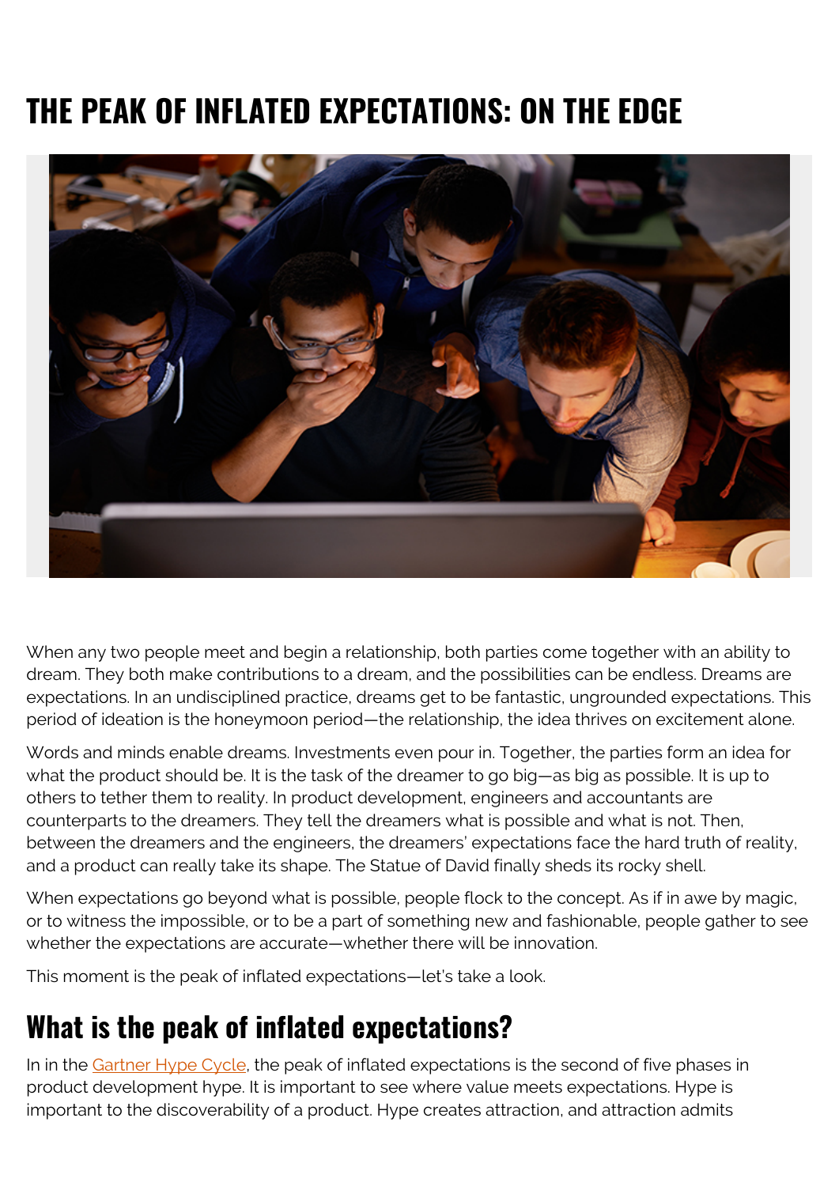# THE PEAK OF INFLATED EXPECTATIONS: ON THE EDGE

When any two people meet and begin a relationship, both parties come together with an ability to dream. They both make contributions to a dream, and the possibilities can be endless. Dreams are expectations. In an undisciplined practice, dreams get to be fantastic, ungrounded expectations. This period of ideation is the honeymoon period—the relationship, the idea thrives on excitement alone.

Words and minds enable dreams. Investments even pour in. Together, the parties form an idea for what the product should be. It is the task of the dreamer to go big—as big as possible. It is up to others to tether them to reality. In product development, engineers and accountants are counterparts to the dreamers. They tell the dreamers what is possible and what is not. Then, between the dreamers and the engineers, the dreamers' expectations face the hard truth of reality, and a product can really take its shape. The Statue of David finally sheds its rocky shell.

When expectations go beyond what is possible, people flock to the concept. As if in awe by magic, or to witness the impossible, or to be a part of something new and fashionable, people gather to see whether the expectations are accurate—whether there will be innovation.

This moment is the peak of inflated expectations—let's take a look.

## What is the peak of inflated expectations?

In in the [Gartner Hype Cycle](), the peak of inflated expectations is the second of five phases in product development hype. It is important to see where value meets expectations. Hype is important to the discoverability of a product. Hype creates attraction, and attraction admits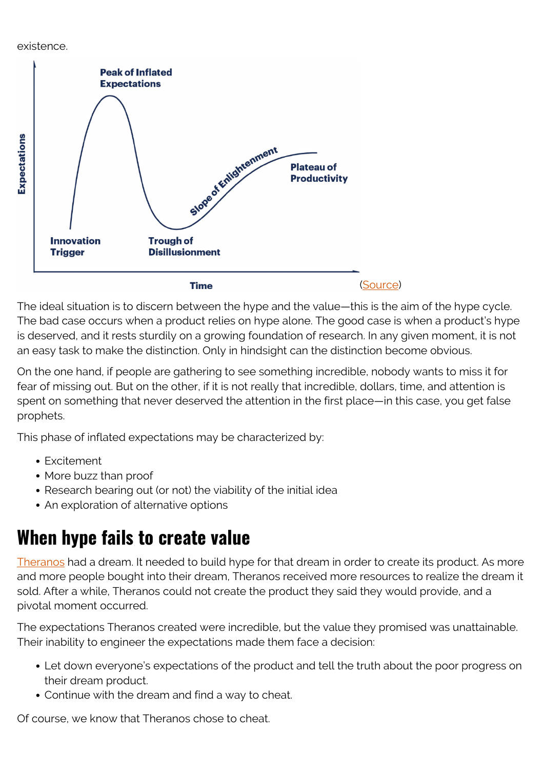existence.

(Source)

The ideal situation is to discern between the hype and the value—this is the aim of the hype cycle. The bad case occurs when a product relies on hype alone. The good case is when a product's hype is deserved, and it rests sturdily on a growing foundation of research. In any given moment, it is not an easy task to make the distinction. Only in hindsight can the distinction become obvious.

On the one hand, if people are gathering to see something incredible, nobody wants to miss it for fear of missing out. But on the other, if it is not really that incredible, dollars, time, and attention is spent on something that never deserved the attention in the first place—in this case, you get false prophets.

This phase of inflated expectations may be characterized by:

- Excitement
- More buzz than proof
- Research bearing out (or not) the viability of the initial idea
- An exploration of alternative options

## When hype fails to create value

Theranos had a dream. It needed to build hype for that dream in order to create its product. As more and more people bought into their dream, Theranos received more resources to realize the dream it sold. After a while, Theranos could not create the product they said they would provide, and a pivotal moment occurred.

The expectations Theranos created were incredible, but the value they promised was unattainable. Their inability to engineer the expectations made them face a decision:

- Let down everyone's expectations of the product and tell the truth about the poor progress on their dream product.
- Continue with the dream and find a way to cheat.

Of course, we know that Theranos chose to cheat.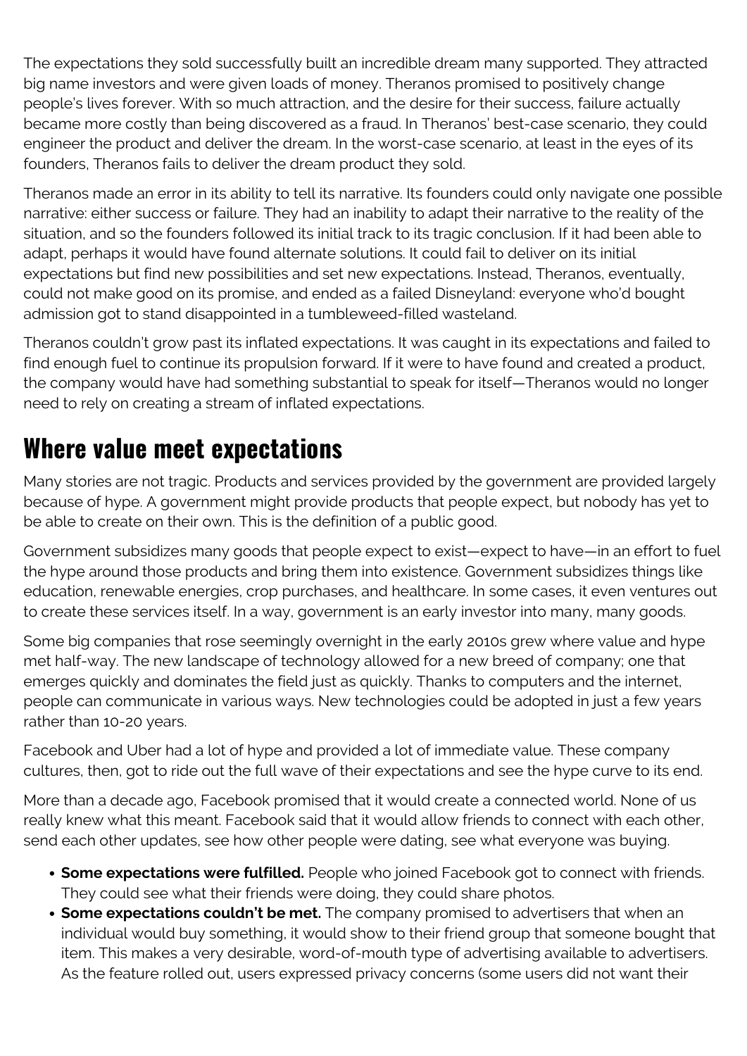The expectations they sold successfully built an incredible dream many supported. They attracted big name investors and were given loads of money. Theranos promised to positively change people's lives forever. With so much attraction, and the desire for their success, failure actually became more costly than being discovered as a fraud. In Theranos' best-case scenario, they could engineer the product and deliver the dream. In the worst-case scenario, at least in the eyes of its founders, Theranos fails to deliver the dream product they sold.

Theranos made an error in its ability to tell its narrative. Its founders could only navigate one possible narrative: either success or failure. They had an inability to adapt their narrative to the reality of the situation, and so the founders followed its initial track to its tragic conclusion. If it had been able to adapt, perhaps it would have found alternate solutions. It could fail to deliver on its initial expectations but find new possibilities and set new expectations. Instead, Theranos, eventually, could not make good on its promise, and ended as a failed Disneyland: everyone who'd bought admission got to stand disappointed in a tumbleweed-filled wasteland.

Theranos couldn't grow past its inflated expectations. It was caught in its expectations and failed to find enough fuel to continue its propulsion forward. If it were to have found and created a product, the company would have had something substantial to speak for itself—Theranos would no longer need to rely on creating a stream of inflated expectations.

## Where value meet expectations

Many stories are not tragic. Products and services provided by the government are provided largely because of hype. A government might provide products that people expect, but nobody has yet to be able to create on their own. This is the definition of a public good.

Government subsidizes many goods that people expect to exist—expect to have—in an effort to fuel the hype around those products and bring them into existence. Government subsidizes things like education, renewable energies, crop purchases, and healthcare. In some cases, it even ventures out to create these services itself. In a way, government is an early investor into many, many goods.

Some big companies that rose seemingly overnight in the early 2010s grew where value and hype met half-way. The new landscape of technology allowed for a new breed of company; one that emerges quickly and dominates the field just as quickly. Thanks to computers and the internet, people can communicate in various ways. New technologies could be adopted in just a few years rather than 10-20 years.

Facebook and Uber had a lot of hype and provided a lot of immediate value. These company cultures, then, got to ride out the full wave of their expectations and see the hype curve to its end.

More than a decade ago, Facebook promised that it would create a connected world. None of us really knew what this meant. Facebook said that it would allow friends to connect with each other, send each other updates, see how other people were dating, see what everyone was buying.

- **Some expectations were fulfilled.** People who joined Facebook got to connect with friends. They could see what their friends were doing, they could share photos.
- **Some expectations couldn't be met.** The company promised to advertisers that when an individual would buy something, it would show to their friend group that someone bought that item. This makes a very desirable, word-of-mouth type of advertising available to advertisers. As the feature rolled out, users expressed privacy concerns (some users did not want their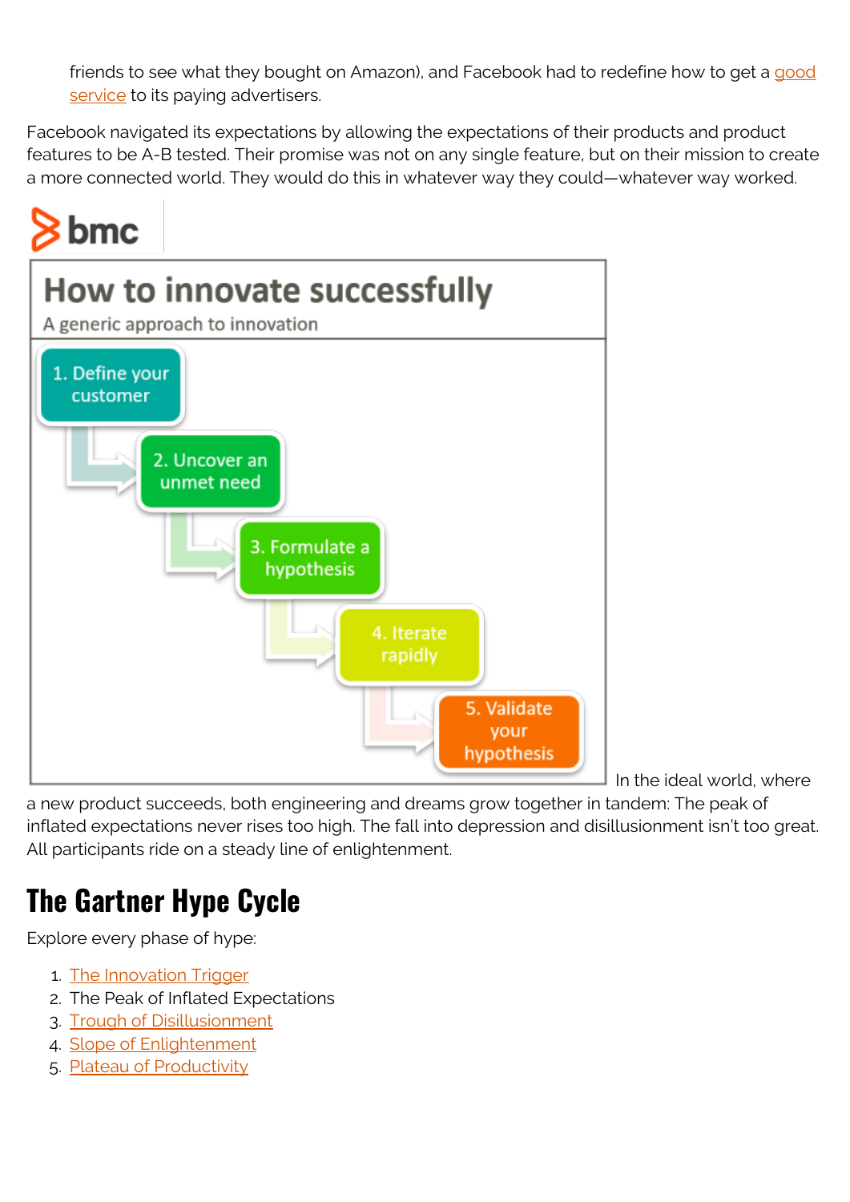friends to see what they bought on Amazon), and Facebook had to redefine how to get a good service to its paying advertisers.

Facebook navigated its expectations by allowing the expectations of their products and product features to be A-B tested. Their promise was not on any single feature, but on their mission to create a more connected world. They would do this in whatever way they could—whatever way worked.

bmc

**How to innovate successfully**

A generic approach to innovation

1. Define your customer
2. Uncover an unmet need
3. Formulate a hypothesis
4. Iterate rapidly
5. Validate your hypothesis

In the ideal world, where a new product succeeds, both engineering and dreams grow together in tandem: The peak of inflated expectations never rises too high. The fall into depression and disillusionment isn't too great. All participants ride on a steady line of enlightenment.

## The Gartner Hype Cycle

Explore every phase of hype:

1. The Innovation Trigger
2. The Peak of Inflated Expectations
3. Trough of Disillusionment
4. Slope of Enlightenment
5. Plateau of Productivity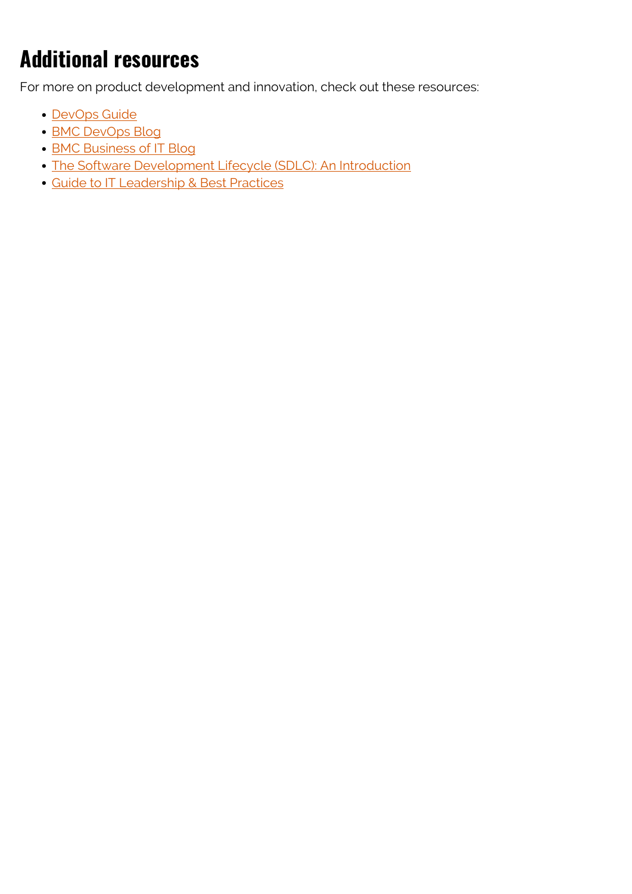## Additional resources

For more on product development and innovation, check out these resources:

- DevOps Guide
- BMC DevOps Blog
- BMC Business of IT Blog
- The Software Development Lifecycle (SDLC): An Introduction
- Guide to IT Leadership & Best Practices